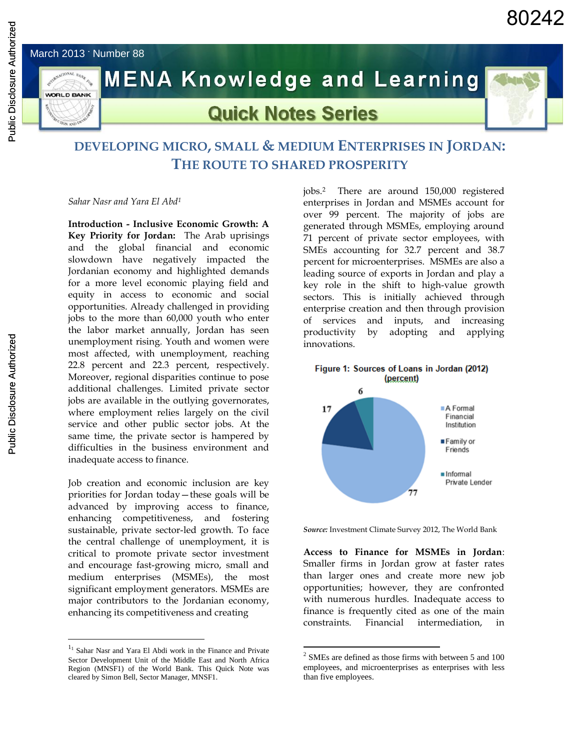# DEVELOPING MICRO, SMALL & MEDIUM ENTERPRISES IN JORDAN: THE ROUTE TO SHARED PROSPERITY

*Sahar Nasr and Yara El Abd*[1]

**Introduction - Inclusive Economic Growth: A Key Priority for Jordan:** The Arab uprisings and the global financial and economic slowdown have negatively impacted the Jordanian economy and highlighted demands for a more level economic playing field and equity in access to economic and social opportunities. Already challenged in providing jobs to the more than 60,000 youth who enter the labor market annually, Jordan has seen unemployment rising. Youth and women were most affected, with unemployment, reaching 22.8 percent and 22.3 percent, respectively. Moreover, regional disparities continue to pose additional challenges. Limited private sector jobs are available in the outlying governorates, where employment relies largely on the civil service and other public sector jobs. At the same time, the private sector is hampered by difficulties in the business environment and inadequate access to finance.

Job creation and economic inclusion are key priorities for Jordan today—these goals will be advanced by improving access to finance, enhancing competitiveness, and fostering sustainable, private sector-led growth. To face the central challenge of unemployment, it is critical to promote private sector investment and encourage fast-growing micro, small and medium enterprises (MSMEs), the most significant employment generators. MSMEs are major contributors to the Jordanian economy, enhancing its competitiveness and creating jobs.[2] There are around 150,000 registered enterprises in Jordan and MSMEs account for over 99 percent. The majority of jobs are generated through MSMEs, employing around 71 percent of private sector employees, with SMEs accounting for 32.7 percent and 38.7 percent for microenterprises. MSMEs are also a leading source of exports in Jordan and play a key role in the shift to high-value growth sectors. This is initially achieved through enterprise creation and then through provision of services and inputs, and increasing productivity by adopting and applying innovations.

**Figure 1: Sources of Loans in Jordan (2012) (percent)**

| Source | Percent |
|---|---|
| A Formal Financial Institution | 77 |
| Family or Friends | 17 |
| Informal Private Lender | 6 |

***Source:*** Investment Climate Survey 2012, The World Bank

**Access to Finance for MSMEs in Jordan**: Smaller firms in Jordan grow at faster rates than larger ones and create more new job opportunities; however, they are confronted with numerous hurdles. Inadequate access to finance is frequently cited as one of the main constraints. Financial intermediation, in

---

[1] Sahar Nasr and Yara El Abdi work in the Finance and Private Sector Development Unit of the Middle East and North Africa Region (MNSF1) of the World Bank. This Quick Note was cleared by Simon Bell, Sector Manager, MNSF1.

[2] SMEs are defined as those firms with between 5 and 100 employees, and microenterprises as enterprises with less than five employees.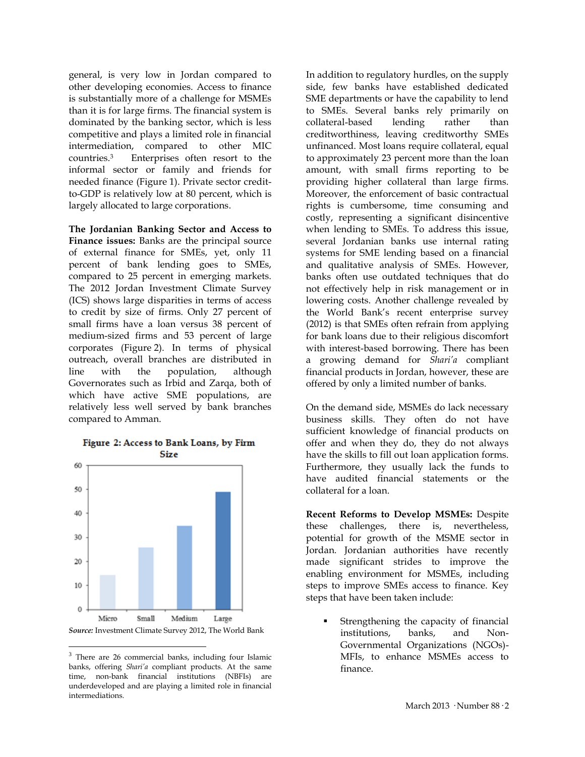general, is very low in Jordan compared to other developing economies. Access to finance is substantially more of a challenge for MSMEs than it is for large firms. The financial system is dominated by the banking sector, which is less competitive and plays a limited role in financial intermediation, compared to other MIC countries.[3] Enterprises often resort to the informal sector or family and friends for needed finance (Figure 1). Private sector credit-to-GDP is relatively low at 80 percent, which is largely allocated to large corporations.

**The Jordanian Banking Sector and Access to Finance issues:** Banks are the principal source of external finance for SMEs, yet, only 11 percent of bank lending goes to SMEs, compared to 25 percent in emerging markets. The 2012 Jordan Investment Climate Survey (ICS) shows large disparities in terms of access to credit by size of firms. Only 27 percent of small firms have a loan versus 38 percent of medium-sized firms and 53 percent of large corporates (Figure 2). In terms of physical outreach, overall branches are distributed in line with the population, although Governorates such as Irbid and Zarqa, both of which have active SME populations, are relatively less well served by bank branches compared to Amman.

**Figure 2: Access to Bank Loans, by Firm Size**

| Firm size | Value (approx.) |
|---|---|
| Micro | 14 |
| Small | 26 |
| Medium | 35 |
| Large | 49 |

***Source:*** Investment Climate Survey 2012, The World Bank

In addition to regulatory hurdles, on the supply side, few banks have established dedicated SME departments or have the capability to lend to SMEs. Several banks rely primarily on collateral-based lending rather than creditworthiness, leaving creditworthy SMEs unfinanced. Most loans require collateral, equal to approximately 23 percent more than the loan amount, with small firms reporting to be providing higher collateral than large firms. Moreover, the enforcement of basic contractual rights is cumbersome, time consuming and costly, representing a significant disincentive when lending to SMEs. To address this issue, several Jordanian banks use internal rating systems for SME lending based on a financial and qualitative analysis of SMEs. However, banks often use outdated techniques that do not effectively help in risk management or in lowering costs. Another challenge revealed by the World Bank's recent enterprise survey (2012) is that SMEs often refrain from applying for bank loans due to their religious discomfort with interest-based borrowing. There has been a growing demand for *Shari'a* compliant financial products in Jordan, however, these are offered by only a limited number of banks.

On the demand side, MSMEs do lack necessary business skills. They often do not have sufficient knowledge of financial products on offer and when they do, they do not always have the skills to fill out loan application forms. Furthermore, they usually lack the funds to have audited financial statements or the collateral for a loan.

**Recent Reforms to Develop MSMEs:** Despite these challenges, there is, nevertheless, potential for growth of the MSME sector in Jordan. Jordanian authorities have recently made significant strides to improve the enabling environment for MSMEs, including steps to improve SMEs access to finance. Key steps that have been taken include:

- Strengthening the capacity of financial institutions, banks, and Non-Governmental Organizations (NGOs)-MFIs, to enhance MSMEs access to finance.

---

[3] There are 26 commercial banks, including four Islamic banks, offering *Shari'a* compliant products. At the same time, non-bank financial institutions (NBFIs) are underdeveloped and are playing a limited role in financial intermediations.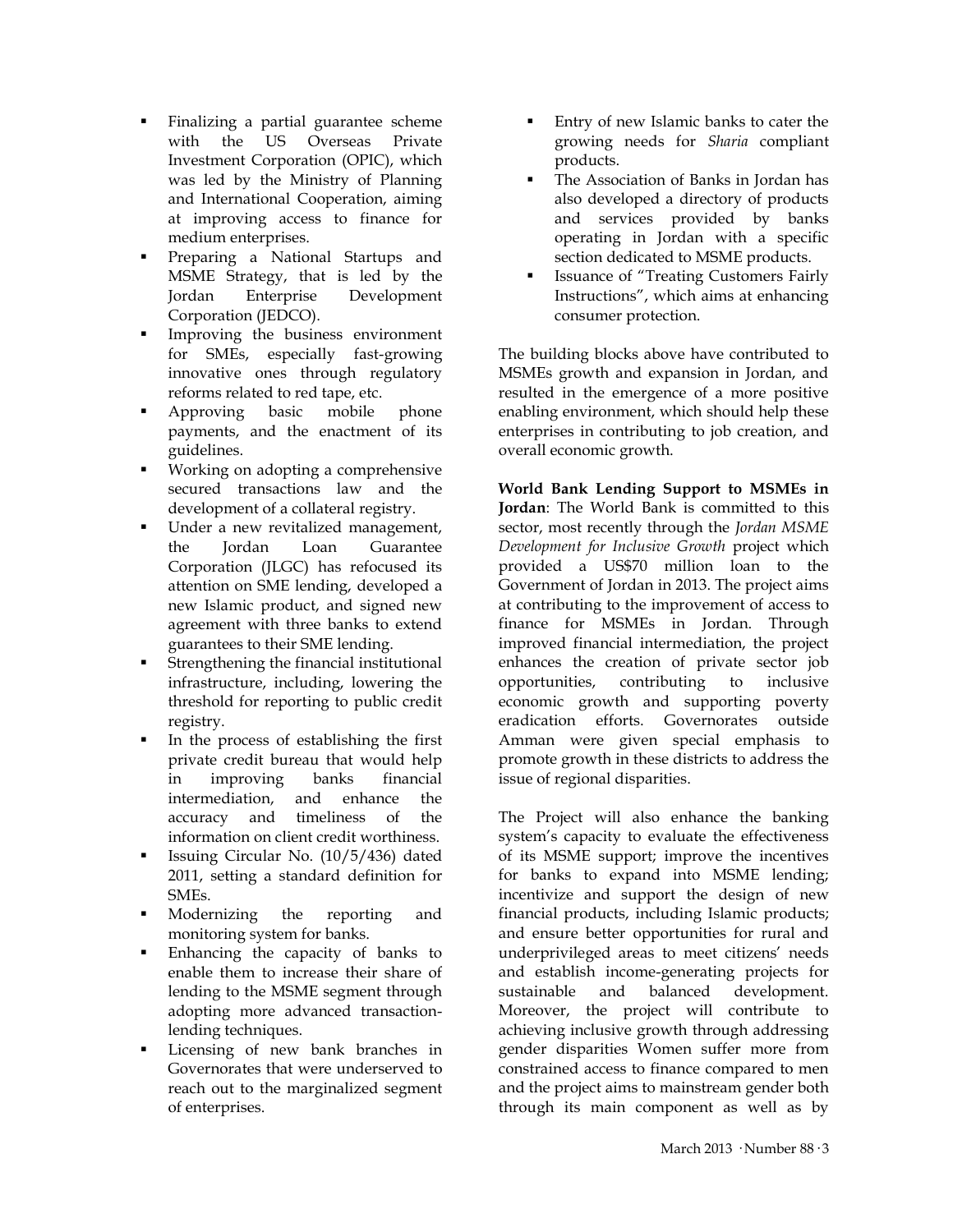- Finalizing a partial guarantee scheme with the US Overseas Private Investment Corporation (OPIC), which was led by the Ministry of Planning and International Cooperation, aiming at improving access to finance for medium enterprises.
- Preparing a National Startups and MSME Strategy, that is led by the Jordan Enterprise Development Corporation (JEDCO).
- Improving the business environment for SMEs, especially fast-growing innovative ones through regulatory reforms related to red tape, etc.
- Approving basic mobile phone payments, and the enactment of its guidelines.
- Working on adopting a comprehensive secured transactions law and the development of a collateral registry.
- Under a new revitalized management, the Jordan Loan Guarantee Corporation (JLGC) has refocused its attention on SME lending, developed a new Islamic product, and signed new agreement with three banks to extend guarantees to their SME lending.
- Strengthening the financial institutional infrastructure, including, lowering the threshold for reporting to public credit registry.
- In the process of establishing the first private credit bureau that would help in improving banks financial intermediation, and enhance the accuracy and timeliness of the information on client credit worthiness.
- Issuing Circular No. (10/5/436) dated 2011, setting a standard definition for SMEs.
- Modernizing the reporting and monitoring system for banks.
- Enhancing the capacity of banks to enable them to increase their share of lending to the MSME segment through adopting more advanced transaction-lending techniques.
- Licensing of new bank branches in Governorates that were underserved to reach out to the marginalized segment of enterprises.
- Entry of new Islamic banks to cater the growing needs for *Sharia* compliant products.
- The Association of Banks in Jordan has also developed a directory of products and services provided by banks operating in Jordan with a specific section dedicated to MSME products.
- Issuance of "Treating Customers Fairly Instructions", which aims at enhancing consumer protection.

The building blocks above have contributed to MSMEs growth and expansion in Jordan, and resulted in the emergence of a more positive enabling environment, which should help these enterprises in contributing to job creation, and overall economic growth.

**World Bank Lending Support to MSMEs in Jordan**: The World Bank is committed to this sector, most recently through the *Jordan MSME Development for Inclusive Growth* project which provided a US$70 million loan to the Government of Jordan in 2013. The project aims at contributing to the improvement of access to finance for MSMEs in Jordan. Through improved financial intermediation, the project enhances the creation of private sector job opportunities, contributing to inclusive economic growth and supporting poverty eradication efforts. Governorates outside Amman were given special emphasis to promote growth in these districts to address the issue of regional disparities.

The Project will also enhance the banking system's capacity to evaluate the effectiveness of its MSME support; improve the incentives for banks to expand into MSME lending; incentivize and support the design of new financial products, including Islamic products; and ensure better opportunities for rural and underprivileged areas to meet citizens' needs and establish income-generating projects for sustainable and balanced development. Moreover, the project will contribute to achieving inclusive growth through addressing gender disparities Women suffer more from constrained access to finance compared to men and the project aims to mainstream gender both through its main component as well as by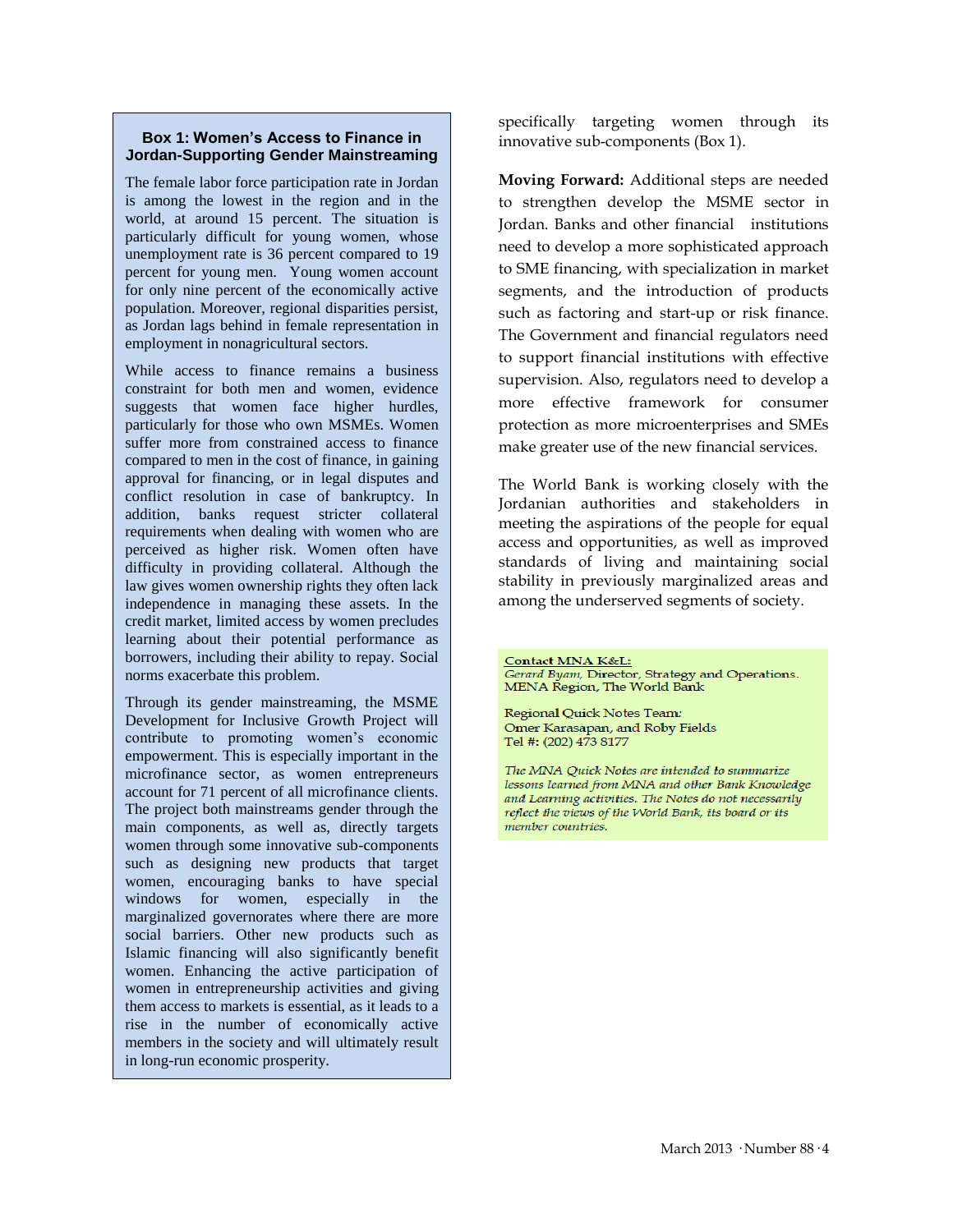### Box 1: Women's Access to Finance in Jordan-Supporting Gender Mainstreaming

The female labor force participation rate in Jordan is among the lowest in the region and in the world, at around 15 percent. The situation is particularly difficult for young women, whose unemployment rate is 36 percent compared to 19 percent for young men. Young women account for only nine percent of the economically active population. Moreover, regional disparities persist, as Jordan lags behind in female representation in employment in nonagricultural sectors.

While access to finance remains a business constraint for both men and women, evidence suggests that women face higher hurdles, particularly for those who own MSMEs. Women suffer more from constrained access to finance compared to men in the cost of finance, in gaining approval for financing, or in legal disputes and conflict resolution in case of bankruptcy. In addition, banks request stricter collateral requirements when dealing with women who are perceived as higher risk. Women often have difficulty in providing collateral. Although the law gives women ownership rights they often lack independence in managing these assets. In the credit market, limited access by women precludes learning about their potential performance as borrowers, including their ability to repay. Social norms exacerbate this problem.

Through its gender mainstreaming, the MSME Development for Inclusive Growth Project will contribute to promoting women's economic empowerment. This is especially important in the microfinance sector, as women entrepreneurs account for 71 percent of all microfinance clients. The project both mainstreams gender through the main components, as well as, directly targets women through some innovative sub-components such as designing new products that target women, encouraging banks to have special windows for women, especially in the marginalized governorates where there are more social barriers. Other new products such as Islamic financing will also significantly benefit women. Enhancing the active participation of women in entrepreneurship activities and giving them access to markets is essential, as it leads to a rise in the number of economically active members in the society and will ultimately result in long-run economic prosperity.

specifically targeting women through its innovative sub-components (Box 1).

**Moving Forward:** Additional steps are needed to strengthen develop the MSME sector in Jordan. Banks and other financial institutions need to develop a more sophisticated approach to SME financing, with specialization in market segments, and the introduction of products such as factoring and start-up or risk finance. The Government and financial regulators need to support financial institutions with effective supervision. Also, regulators need to develop a more effective framework for consumer protection as more microenterprises and SMEs make greater use of the new financial services.

The World Bank is working closely with the Jordanian authorities and stakeholders in meeting the aspirations of the people for equal access and opportunities, as well as improved standards of living and maintaining social stability in previously marginalized areas and among the underserved segments of society.

**Contact MNA K&L:**
*Gerard Byam,* Director, Strategy and Operations. MENA Region, The World Bank

Regional Quick Notes Team*:*
Omer Karasapan, and Roby Fields
Tel #: (202) 473 8177

*The MNA Quick Notes are intended to summarize lessons learned from MNA and other Bank Knowledge and Learning activities. The Notes do not necessarily reflect the views of the World Bank, its board or its member countries.*